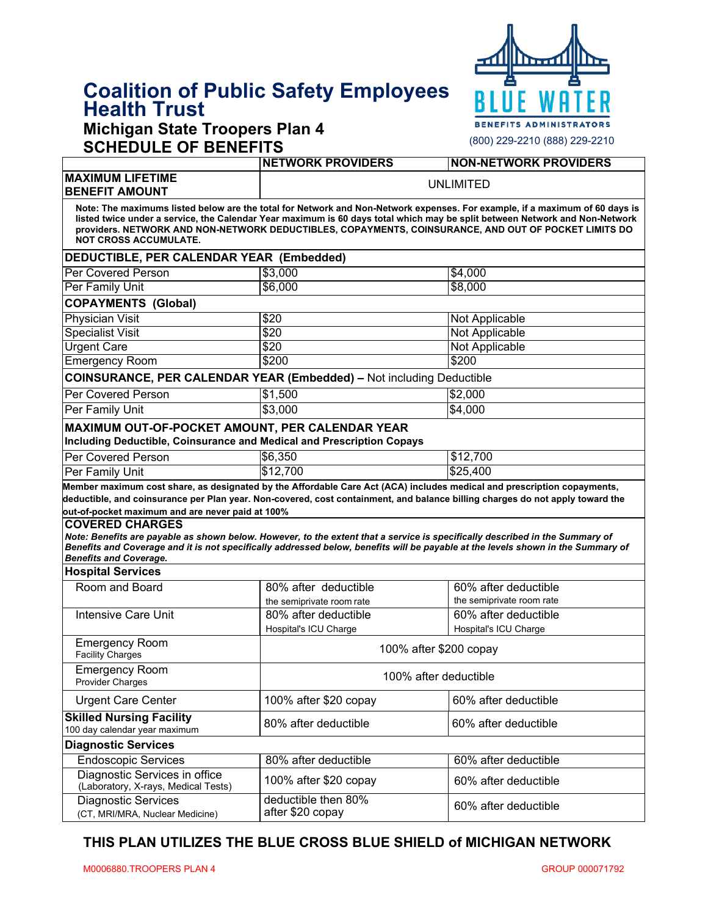# Coalition of Public Safety Employees Health Trust

## Michigan State Troopers Plan 4
## SCHEDULE OF BENEFITS

BLUE WATER BENEFITS ADMINISTRATORS
(800) 229-2210 (888) 229-2210

| | NETWORK PROVIDERS | NON-NETWORK PROVIDERS |
|---|---|---|
| **MAXIMUM LIFETIME BENEFIT AMOUNT** | UNLIMITED | |

**Note: The maximums listed below are the total for Network and Non-Network expenses. For example, if a maximum of 60 days is listed twice under a service, the Calendar Year maximum is 60 days total which may be split between Network and Non-Network providers. NETWORK AND NON-NETWORK DEDUCTIBLES, COPAYMENTS, COINSURANCE, AND OUT OF POCKET LIMITS DO NOT CROSS ACCUMULATE.**

| | NETWORK PROVIDERS | NON-NETWORK PROVIDERS |
|---|---|---|
| **DEDUCTIBLE, PER CALENDAR YEAR (Embedded)** | | |
| Per Covered Person | $3,000 | $4,000 |
| Per Family Unit | $6,000 | $8,000 |
| **COPAYMENTS (Global)** | | |
| Physician Visit | $20 | Not Applicable |
| Specialist Visit | $20 | Not Applicable |
| Urgent Care | $20 | Not Applicable |
| Emergency Room | $200 | $200 |
| **COINSURANCE, PER CALENDAR YEAR (Embedded) –** Not including Deductible | | |
| Per Covered Person | $1,500 | $2,000 |
| Per Family Unit | $3,000 | $4,000 |
| **MAXIMUM OUT-OF-POCKET AMOUNT, PER CALENDAR YEAR** **Including Deductible, Coinsurance and Medical and Prescription Copays** | | |
| Per Covered Person | $6,350 | $12,700 |
| Per Family Unit | $12,700 | $25,400 |

**Member maximum cost share, as designated by the Affordable Care Act (ACA) includes medical and prescription copayments, deductible, and coinsurance per Plan year. Non-covered, cost containment, and balance billing charges do not apply toward the out-of-pocket maximum and are never paid at 100%**

**COVERED CHARGES**

***Note: Benefits are payable as shown below. However, to the extent that a service is specifically described in the Summary of Benefits and Coverage and it is not specifically addressed below, benefits will be payable at the levels shown in the Summary of Benefits and Coverage.***

| | NETWORK PROVIDERS | NON-NETWORK PROVIDERS |
|---|---|---|
| **Hospital Services** | | |
| Room and Board | 80% after deductible<br>the semiprivate room rate | 60% after deductible<br>the semiprivate room rate |
| Intensive Care Unit | 80% after deductible<br>Hospital's ICU Charge | 60% after deductible<br>Hospital's ICU Charge |
| Emergency Room<br>Facility Charges | 100% after $200 copay | |
| Emergency Room<br>Provider Charges | 100% after deductible | |
| Urgent Care Center | 100% after $20 copay | 60% after deductible |
| **Skilled Nursing Facility**<br>100 day calendar year maximum | 80% after deductible | 60% after deductible |
| **Diagnostic Services** | | |
| Endoscopic Services | 80% after deductible | 60% after deductible |
| Diagnostic Services in office<br>(Laboratory, X-rays, Medical Tests) | 100% after $20 copay | 60% after deductible |
| Diagnostic Services<br>(CT, MRI/MRA, Nuclear Medicine) | deductible then 80% after $20 copay | 60% after deductible |

**THIS PLAN UTILIZES THE BLUE CROSS BLUE SHIELD of MICHIGAN NETWORK**

M0006880.TROOPERS PLAN 4 GROUP 000071792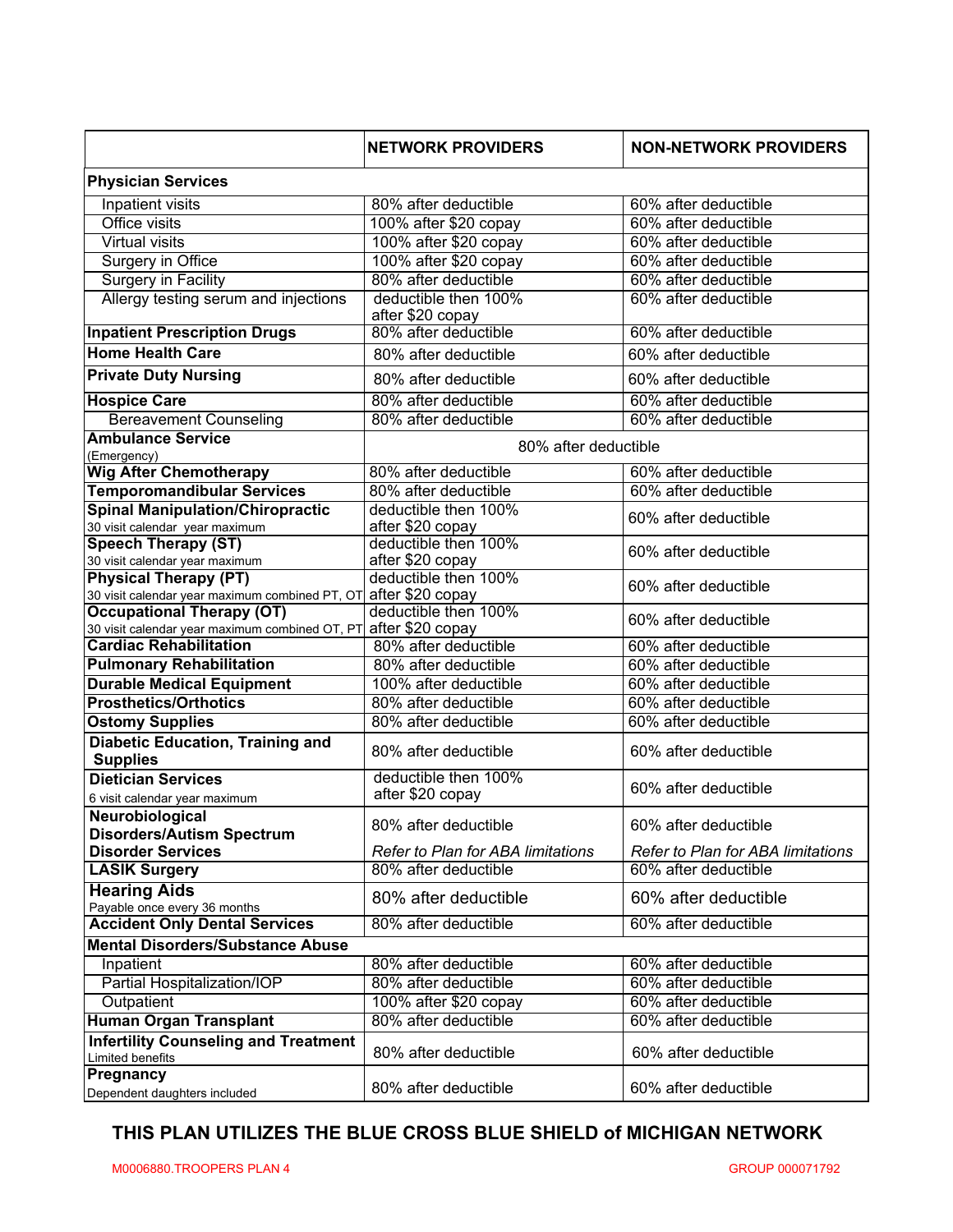| | NETWORK PROVIDERS | NON-NETWORK PROVIDERS |
|---|---|---|
| **Physician Services** | | |
| Inpatient visits | 80% after deductible | 60% after deductible |
| Office visits | 100% after $20 copay | 60% after deductible |
| Virtual visits | 100% after $20 copay | 60% after deductible |
| Surgery in Office | 100% after $20 copay | 60% after deductible |
| Surgery in Facility | 80% after deductible | 60% after deductible |
| Allergy testing serum and injections | deductible then 100% after $20 copay | 60% after deductible |
| **Inpatient Prescription Drugs** | 80% after deductible | 60% after deductible |
| **Home Health Care** | 80% after deductible | 60% after deductible |
| **Private Duty Nursing** | 80% after deductible | 60% after deductible |
| **Hospice Care** | 80% after deductible | 60% after deductible |
| Bereavement Counseling | 80% after deductible | 60% after deductible |
| **Ambulance Service** (Emergency) | 80% after deductible | |
| **Wig After Chemotherapy** | 80% after deductible | 60% after deductible |
| **Temporomandibular Services** | 80% after deductible | 60% after deductible |
| **Spinal Manipulation/Chiropractic** 30 visit calendar year maximum | deductible then 100% after $20 copay | 60% after deductible |
| **Speech Therapy (ST)** 30 visit calendar year maximum | deductible then 100% after $20 copay | 60% after deductible |
| **Physical Therapy (PT)** 30 visit calendar year maximum combined PT, OT | deductible then 100% after $20 copay | 60% after deductible |
| **Occupational Therapy (OT)** 30 visit calendar year maximum combined OT, PT | deductible then 100% after $20 copay | 60% after deductible |
| **Cardiac Rehabilitation** | 80% after deductible | 60% after deductible |
| **Pulmonary Rehabilitation** | 80% after deductible | 60% after deductible |
| **Durable Medical Equipment** | 100% after deductible | 60% after deductible |
| **Prosthetics/Orthotics** | 80% after deductible | 60% after deductible |
| **Ostomy Supplies** | 80% after deductible | 60% after deductible |
| **Diabetic Education, Training and Supplies** | 80% after deductible | 60% after deductible |
| **Dietician Services** 6 visit calendar year maximum | deductible then 100% after $20 copay | 60% after deductible |
| **Neurobiological Disorders/Autism Spectrum Disorder Services** | 80% after deductible *Refer to Plan for ABA limitations* | 60% after deductible *Refer to Plan for ABA limitations* |
| **LASIK Surgery** | 80% after deductible | 60% after deductible |
| **Hearing Aids** Payable once every 36 months | 80% after deductible | 60% after deductible |
| **Accident Only Dental Services** | 80% after deductible | 60% after deductible |
| **Mental Disorders/Substance Abuse** | | |
| Inpatient | 80% after deductible | 60% after deductible |
| Partial Hospitalization/IOP | 80% after deductible | 60% after deductible |
| Outpatient | 100% after $20 copay | 60% after deductible |
| **Human Organ Transplant** | 80% after deductible | 60% after deductible |
| **Infertility Counseling and Treatment** Limited benefits | 80% after deductible | 60% after deductible |
| **Pregnancy** Dependent daughters included | 80% after deductible | 60% after deductible |

**THIS PLAN UTILIZES THE BLUE CROSS BLUE SHIELD of MICHIGAN NETWORK**

M0006880.TROOPERS PLAN 4 GROUP 000071792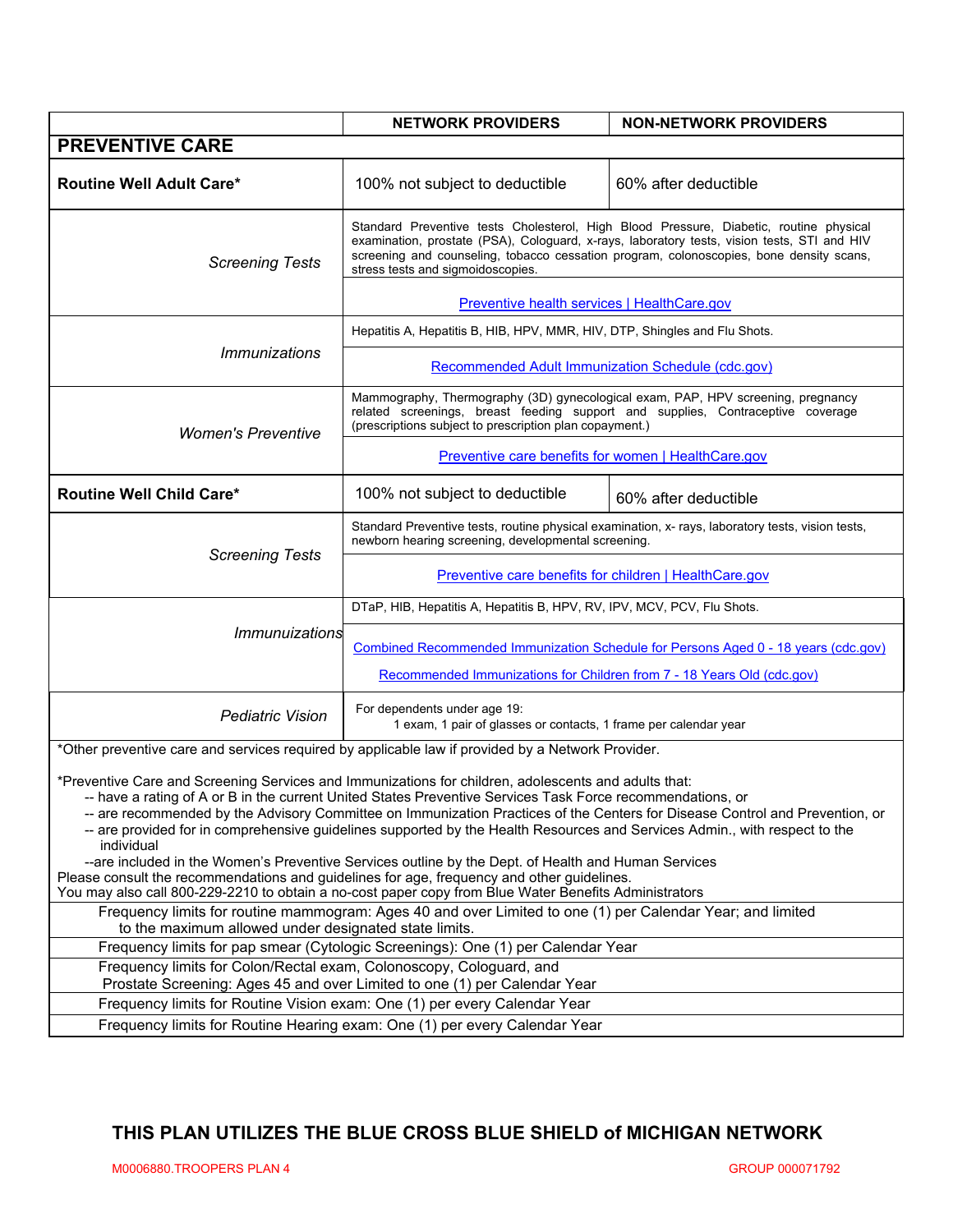| | NETWORK PROVIDERS | NON-NETWORK PROVIDERS |
|---|---|---|
| **PREVENTIVE CARE** | | |
| **Routine Well Adult Care*** | 100% not subject to deductible | 60% after deductible |
| *Screening Tests* | Standard Preventive tests Cholesterol, High Blood Pressure, Diabetic, routine physical examination, prostate (PSA), Cologuard, x-rays, laboratory tests, vision tests, STI and HIV screening and counseling, tobacco cessation program, colonoscopies, bone density scans, stress tests and sigmoidoscopies.<br><br>Preventive health services \| HealthCare.gov | |
| *Immunizations* | Hepatitis A, Hepatitis B, HIB, HPV, MMR, HIV, DTP, Shingles and Flu Shots.<br><br>Recommended Adult Immunization Schedule (cdc.gov) | |
| *Women's Preventive* | Mammography, Thermography (3D) gynecological exam, PAP, HPV screening, pregnancy related screenings, breast feeding support and supplies, Contraceptive coverage (prescriptions subject to prescription plan copayment.)<br><br>Preventive care benefits for women \| HealthCare.gov | |
| **Routine Well Child Care*** | 100% not subject to deductible | 60% after deductible |
| *Screening Tests* | Standard Preventive tests, routine physical examination, x- rays, laboratory tests, vision tests, newborn hearing screening, developmental screening.<br><br>Preventive care benefits for children \| HealthCare.gov | |
| *Immunuizations* | DTaP, HIB, Hepatitis A, Hepatitis B, HPV, RV, IPV, MCV, PCV, Flu Shots.<br><br>Combined Recommended Immunization Schedule for Persons Aged 0 - 18 years (cdc.gov)<br><br>Recommended Immunizations for Children from 7 - 18 Years Old (cdc.gov) | |
| *Pediatric Vision* | For dependents under age 19:<br>1 exam, 1 pair of glasses or contacts, 1 frame per calendar year | |

*Other preventive care and services required by applicable law if provided by a Network Provider.

*Preventive Care and Screening Services and Immunizations for children, adolescents and adults that:
- -- have a rating of A or B in the current United States Preventive Services Task Force recommendations, or
- -- are recommended by the Advisory Committee on Immunization Practices of the Centers for Disease Control and Prevention, or
- -- are provided for in comprehensive guidelines supported by the Health Resources and Services Admin., with respect to the individual
- --are included in the Women's Preventive Services outline by the Dept. of Health and Human Services

Please consult the recommendations and guidelines for age, frequency and other guidelines.
You may also call 800-229-2210 to obtain a no-cost paper copy from Blue Water Benefits Administrators

| |
|---|
| Frequency limits for routine mammogram: Ages 40 and over Limited to one (1) per Calendar Year; and limited to the maximum allowed under designated state limits. |
| Frequency limits for pap smear (Cytologic Screenings): One (1) per Calendar Year |
| Frequency limits for Colon/Rectal exam, Colonoscopy, Cologuard, and Prostate Screening: Ages 45 and over Limited to one (1) per Calendar Year |
| Frequency limits for Routine Vision exam: One (1) per every Calendar Year |
| Frequency limits for Routine Hearing exam: One (1) per every Calendar Year |

**THIS PLAN UTILIZES THE BLUE CROSS BLUE SHIELD of MICHIGAN NETWORK**

M0006880.TROOPERS PLAN 4 GROUP 000071792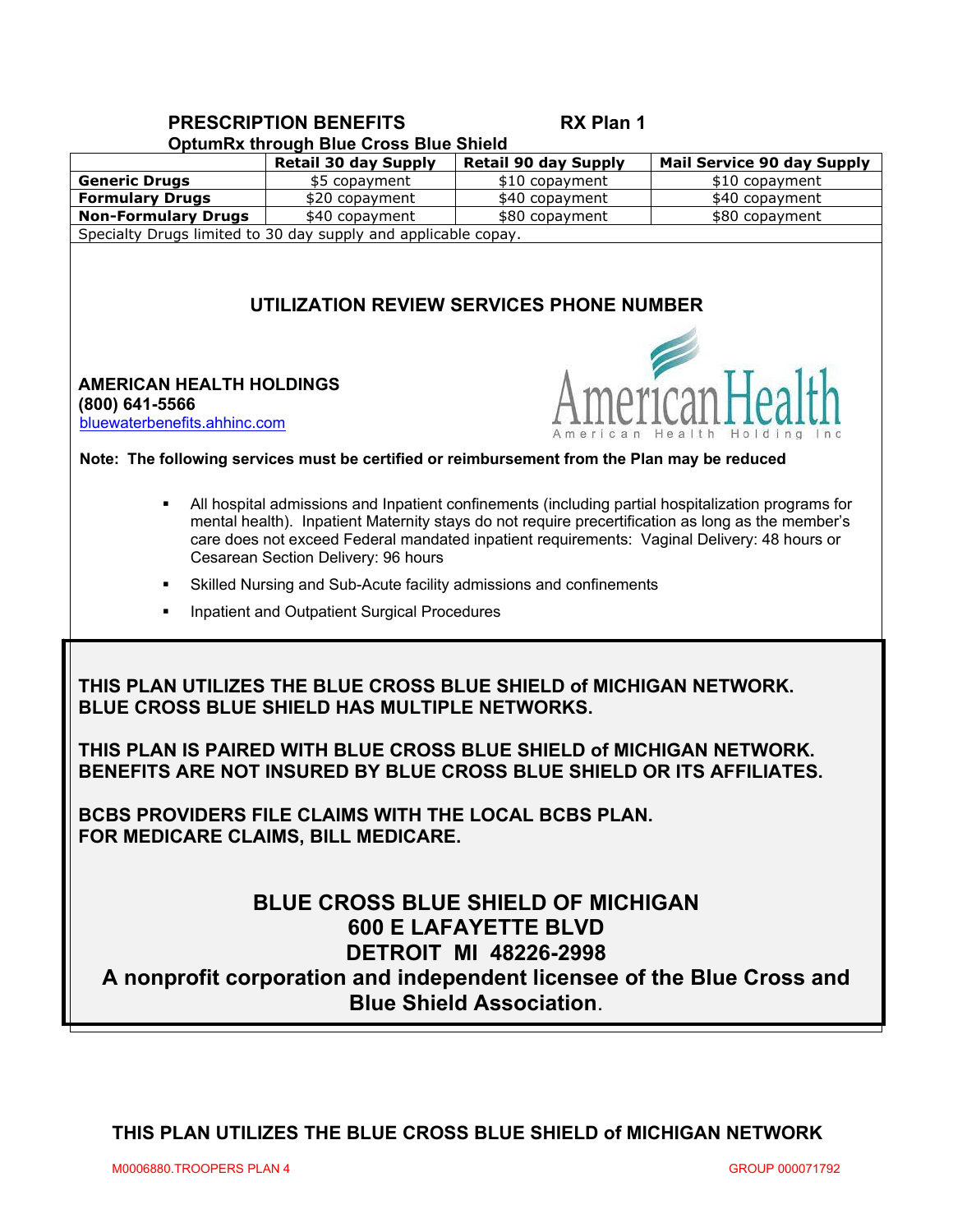## PRESCRIPTION BENEFITS RX Plan 1

**OptumRx through Blue Cross Blue Shield**

| | Retail 30 day Supply | Retail 90 day Supply | Mail Service 90 day Supply |
|---|---|---|---|
| **Generic Drugs** | $5 copayment | $10 copayment | $10 copayment |
| **Formulary Drugs** | $20 copayment | $40 copayment | $40 copayment |
| **Non-Formulary Drugs** | $40 copayment | $80 copayment | $80 copayment |
| Specialty Drugs limited to 30 day supply and applicable copay. | | | |

## UTILIZATION REVIEW SERVICES PHONE NUMBER

**AMERICAN HEALTH HOLDINGS**
**(800) 641-5566**
bluewaterbenefits.ahhinc.com

AmericanHealth
American Health Holding Inc

**Note: The following services must be certified or reimbursement from the Plan may be reduced**

- All hospital admissions and Inpatient confinements (including partial hospitalization programs for mental health). Inpatient Maternity stays do not require precertification as long as the member's care does not exceed Federal mandated inpatient requirements: Vaginal Delivery: 48 hours or Cesarean Section Delivery: 96 hours
- Skilled Nursing and Sub-Acute facility admissions and confinements
- Inpatient and Outpatient Surgical Procedures

**THIS PLAN UTILIZES THE BLUE CROSS BLUE SHIELD of MICHIGAN NETWORK. BLUE CROSS BLUE SHIELD HAS MULTIPLE NETWORKS.**

**THIS PLAN IS PAIRED WITH BLUE CROSS BLUE SHIELD of MICHIGAN NETWORK. BENEFITS ARE NOT INSURED BY BLUE CROSS BLUE SHIELD OR ITS AFFILIATES.**

**BCBS PROVIDERS FILE CLAIMS WITH THE LOCAL BCBS PLAN. FOR MEDICARE CLAIMS, BILL MEDICARE.**

**BLUE CROSS BLUE SHIELD OF MICHIGAN**
**600 E LAFAYETTE BLVD**
**DETROIT MI 48226-2998**
**A nonprofit corporation and independent licensee of the Blue Cross and Blue Shield Association.**

**THIS PLAN UTILIZES THE BLUE CROSS BLUE SHIELD of MICHIGAN NETWORK**

M0006880.TROOPERS PLAN 4 GROUP 000071792